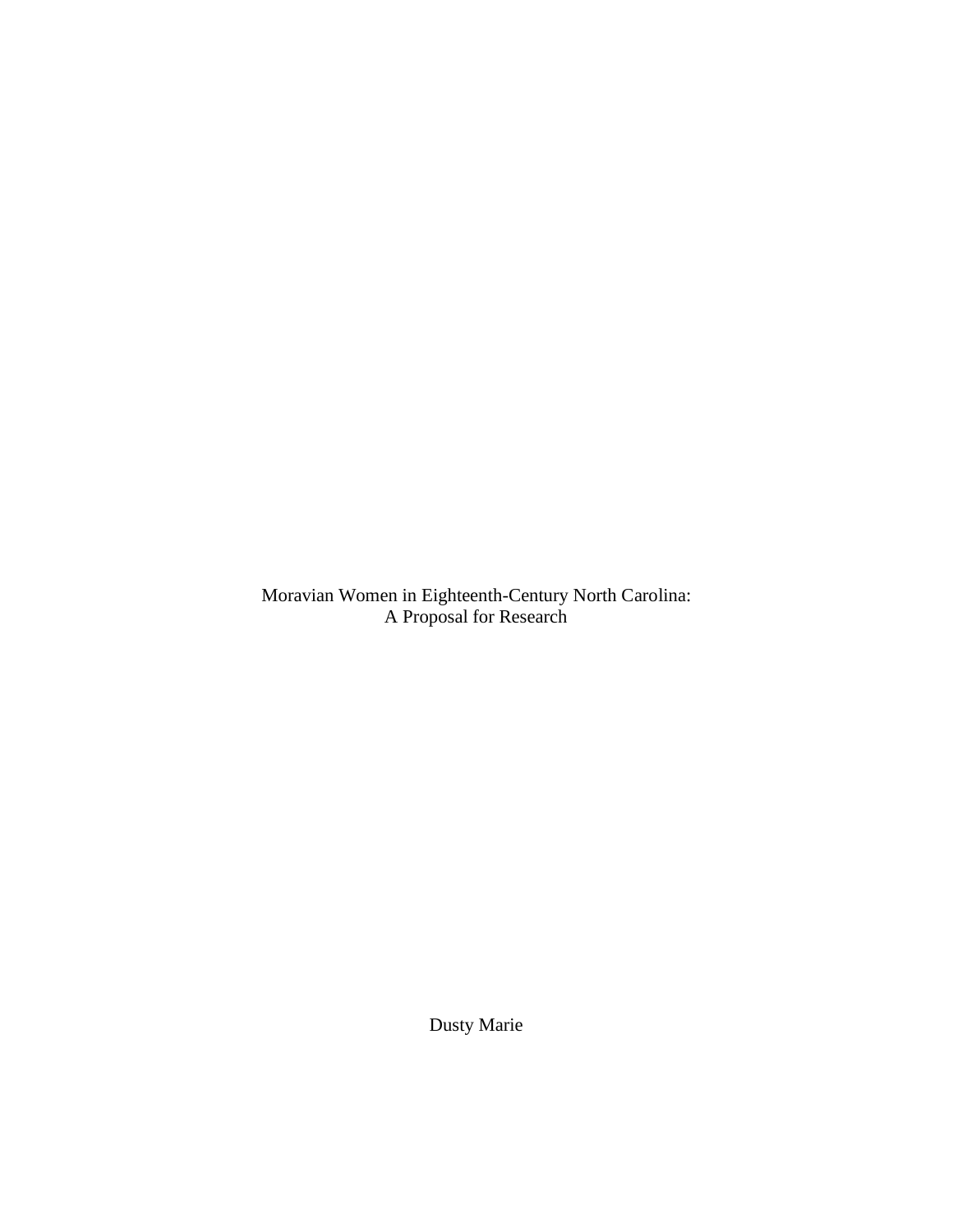# Moravian Women in Eighteenth-Century North Carolina: A Proposal for Research

Dusty Marie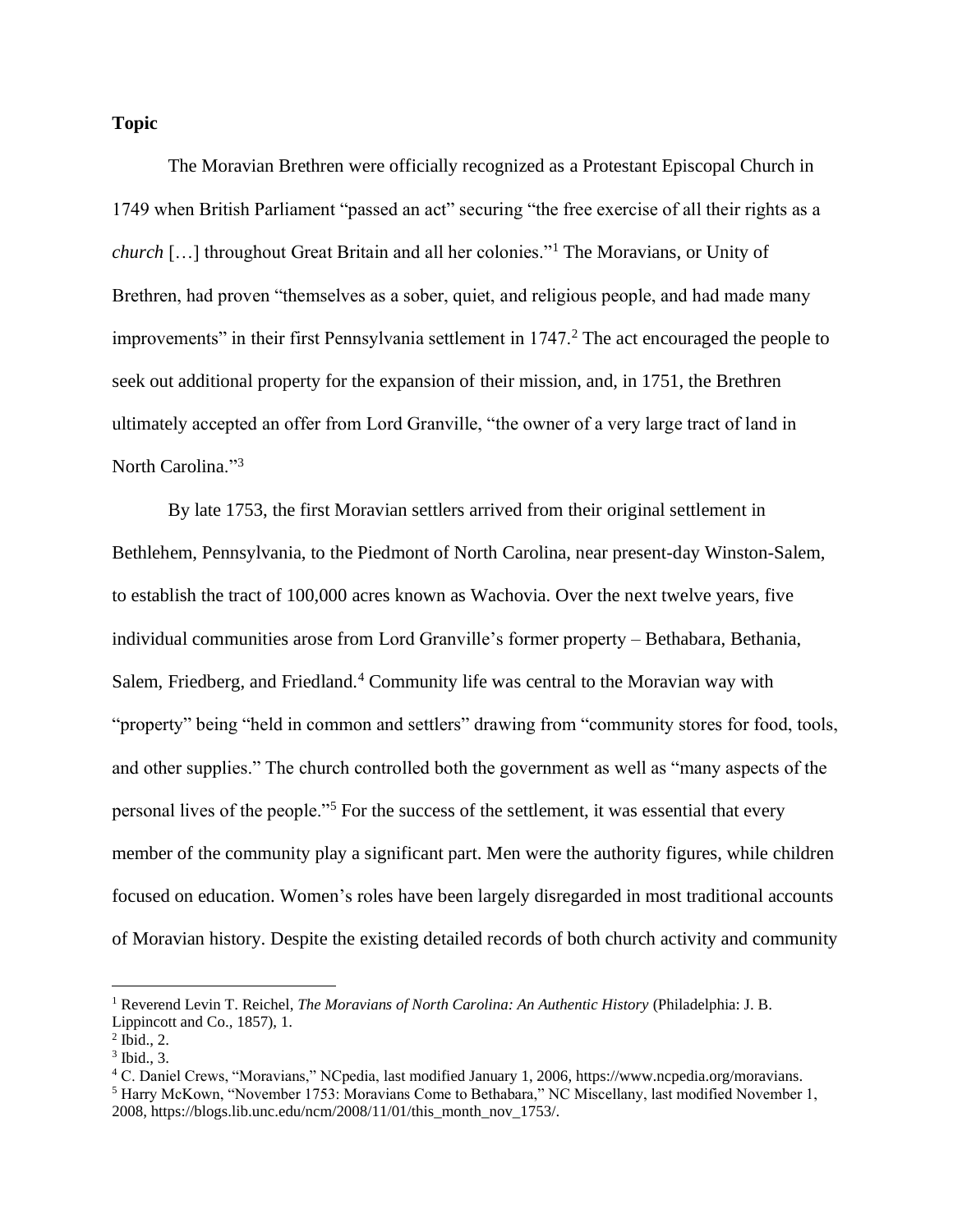**Topic**

The Moravian Brethren were officially recognized as a Protestant Episcopal Church in 1749 when British Parliament "passed an act" securing "the free exercise of all their rights as a *church* […] throughout Great Britain and all her colonies."[1] The Moravians, or Unity of Brethren, had proven "themselves as a sober, quiet, and religious people, and had made many improvements" in their first Pennsylvania settlement in 1747.[2] The act encouraged the people to seek out additional property for the expansion of their mission, and, in 1751, the Brethren ultimately accepted an offer from Lord Granville, "the owner of a very large tract of land in North Carolina."[3]

By late 1753, the first Moravian settlers arrived from their original settlement in Bethlehem, Pennsylvania, to the Piedmont of North Carolina, near present-day Winston-Salem, to establish the tract of 100,000 acres known as Wachovia. Over the next twelve years, five individual communities arose from Lord Granville's former property – Bethabara, Bethania, Salem, Friedberg, and Friedland.[4] Community life was central to the Moravian way with "property" being "held in common and settlers" drawing from "community stores for food, tools, and other supplies." The church controlled both the government as well as "many aspects of the personal lives of the people."[5] For the success of the settlement, it was essential that every member of the community play a significant part. Men were the authority figures, while children focused on education. Women's roles have been largely disregarded in most traditional accounts of Moravian history. Despite the existing detailed records of both church activity and community

---

[1] Reverend Levin T. Reichel, *The Moravians of North Carolina: An Authentic History* (Philadelphia: J. B. Lippincott and Co., 1857), 1.

[2] Ibid., 2.

[3] Ibid., 3.

[4] C. Daniel Crews, "Moravians," NCpedia, last modified January 1, 2006, https://www.ncpedia.org/moravians.

[5] Harry McKown, "November 1753: Moravians Come to Bethabara," NC Miscellany, last modified November 1, 2008, https://blogs.lib.unc.edu/ncm/2008/11/01/this_month_nov_1753/.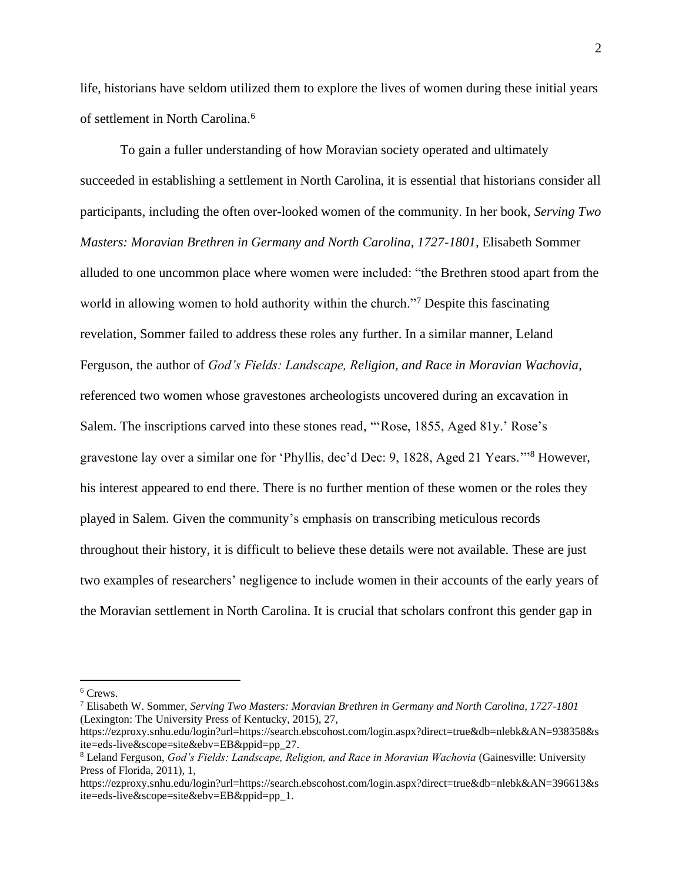life, historians have seldom utilized them to explore the lives of women during these initial years of settlement in North Carolina.[6]

To gain a fuller understanding of how Moravian society operated and ultimately succeeded in establishing a settlement in North Carolina, it is essential that historians consider all participants, including the often over-looked women of the community. In her book, *Serving Two Masters: Moravian Brethren in Germany and North Carolina, 1727-1801*, Elisabeth Sommer alluded to one uncommon place where women were included: "the Brethren stood apart from the world in allowing women to hold authority within the church."[7] Despite this fascinating revelation, Sommer failed to address these roles any further. In a similar manner, Leland Ferguson, the author of *God's Fields: Landscape, Religion, and Race in Moravian Wachovia*, referenced two women whose gravestones archeologists uncovered during an excavation in Salem. The inscriptions carved into these stones read, "'Rose, 1855, Aged 81y.' Rose's gravestone lay over a similar one for 'Phyllis, dec'd Dec: 9, 1828, Aged 21 Years.'"[8] However, his interest appeared to end there. There is no further mention of these women or the roles they played in Salem. Given the community's emphasis on transcribing meticulous records throughout their history, it is difficult to believe these details were not available. These are just two examples of researchers' negligence to include women in their accounts of the early years of the Moravian settlement in North Carolina. It is crucial that scholars confront this gender gap in

---

[6] Crews.

[7] Elisabeth W. Sommer, *Serving Two Masters: Moravian Brethren in Germany and North Carolina, 1727-1801* (Lexington: The University Press of Kentucky, 2015), 27, https://ezproxy.snhu.edu/login?url=https://search.ebscohost.com/login.aspx?direct=true&db=nlebk&AN=938358&site=eds-live&scope=site&ebv=EB&ppid=pp_27.

[8] Leland Ferguson, *God's Fields: Landscape, Religion, and Race in Moravian Wachovia* (Gainesville: University Press of Florida, 2011), 1, https://ezproxy.snhu.edu/login?url=https://search.ebscohost.com/login.aspx?direct=true&db=nlebk&AN=396613&site=eds-live&scope=site&ebv=EB&ppid=pp_1.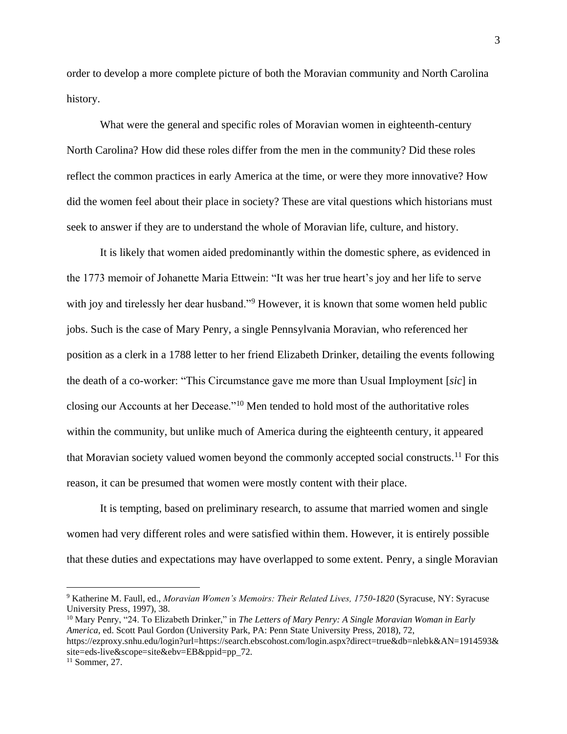order to develop a more complete picture of both the Moravian community and North Carolina history.

What were the general and specific roles of Moravian women in eighteenth-century North Carolina? How did these roles differ from the men in the community? Did these roles reflect the common practices in early America at the time, or were they more innovative? How did the women feel about their place in society? These are vital questions which historians must seek to answer if they are to understand the whole of Moravian life, culture, and history.

It is likely that women aided predominantly within the domestic sphere, as evidenced in the 1773 memoir of Johanette Maria Ettwein: "It was her true heart's joy and her life to serve with joy and tirelessly her dear husband."[9] However, it is known that some women held public jobs. Such is the case of Mary Penry, a single Pennsylvania Moravian, who referenced her position as a clerk in a 1788 letter to her friend Elizabeth Drinker, detailing the events following the death of a co-worker: "This Circumstance gave me more than Usual Imployment [*sic*] in closing our Accounts at her Decease."[10] Men tended to hold most of the authoritative roles within the community, but unlike much of America during the eighteenth century, it appeared that Moravian society valued women beyond the commonly accepted social constructs.[11] For this reason, it can be presumed that women were mostly content with their place.

It is tempting, based on preliminary research, to assume that married women and single women had very different roles and were satisfied within them. However, it is entirely possible that these duties and expectations may have overlapped to some extent. Penry, a single Moravian

---

[9] Katherine M. Faull, ed., *Moravian Women's Memoirs: Their Related Lives, 1750-1820* (Syracuse, NY: Syracuse University Press, 1997), 38.

[10] Mary Penry, "24. To Elizabeth Drinker," in *The Letters of Mary Penry: A Single Moravian Woman in Early America*, ed. Scott Paul Gordon (University Park, PA: Penn State University Press, 2018), 72, https://ezproxy.snhu.edu/login?url=https://search.ebscohost.com/login.aspx?direct=true&db=nlebk&AN=1914593&site=eds-live&scope=site&ebv=EB&ppid=pp_72.

[11] Sommer, 27.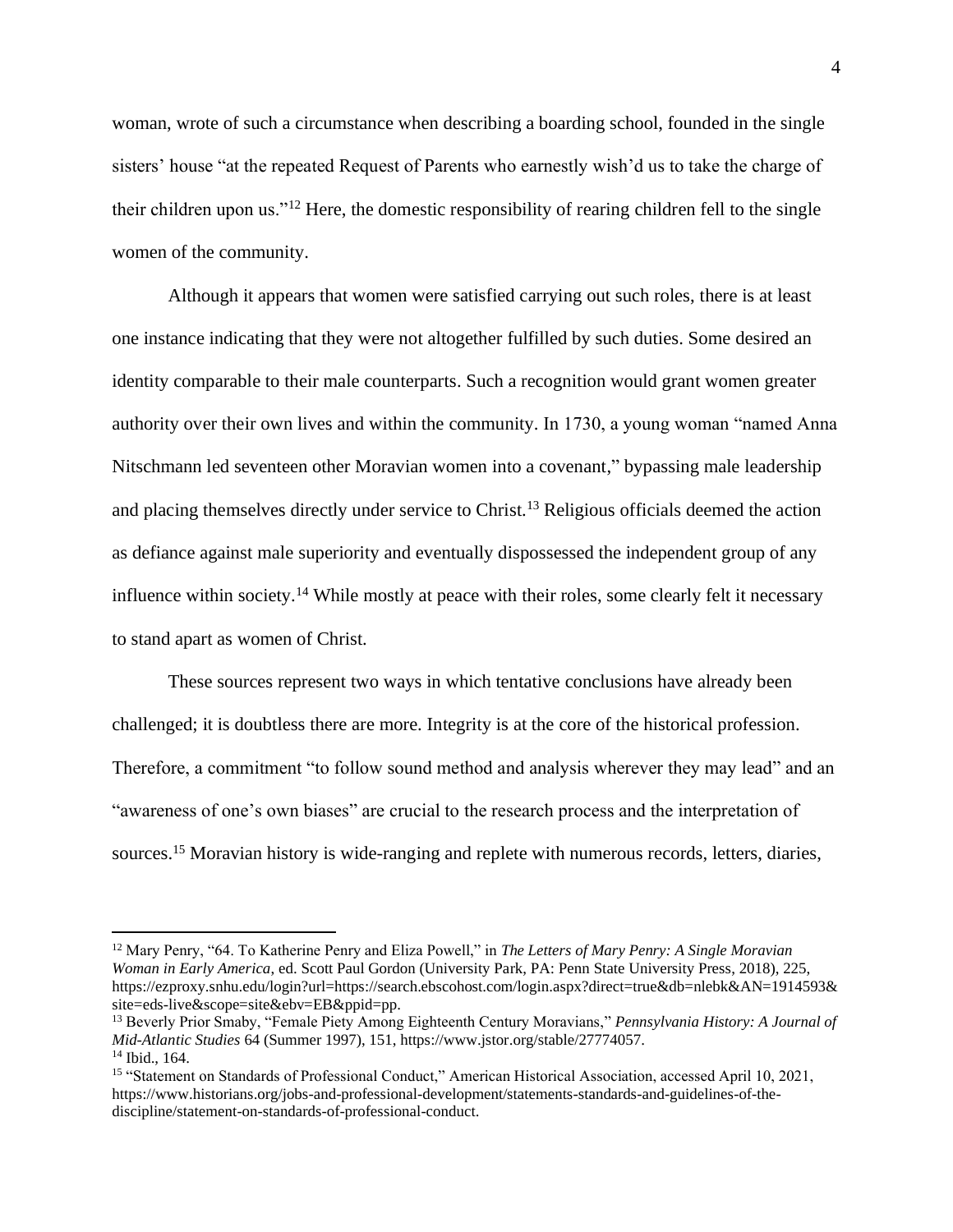woman, wrote of such a circumstance when describing a boarding school, founded in the single sisters' house "at the repeated Request of Parents who earnestly wish'd us to take the charge of their children upon us."[12] Here, the domestic responsibility of rearing children fell to the single women of the community.

Although it appears that women were satisfied carrying out such roles, there is at least one instance indicating that they were not altogether fulfilled by such duties. Some desired an identity comparable to their male counterparts. Such a recognition would grant women greater authority over their own lives and within the community. In 1730, a young woman "named Anna Nitschmann led seventeen other Moravian women into a covenant," bypassing male leadership and placing themselves directly under service to Christ.[13] Religious officials deemed the action as defiance against male superiority and eventually dispossessed the independent group of any influence within society.[14] While mostly at peace with their roles, some clearly felt it necessary to stand apart as women of Christ.

These sources represent two ways in which tentative conclusions have already been challenged; it is doubtless there are more. Integrity is at the core of the historical profession. Therefore, a commitment "to follow sound method and analysis wherever they may lead" and an "awareness of one's own biases" are crucial to the research process and the interpretation of sources.[15] Moravian history is wide-ranging and replete with numerous records, letters, diaries,

---

[12] Mary Penry, "64. To Katherine Penry and Eliza Powell," in *The Letters of Mary Penry: A Single Moravian Woman in Early America*, ed. Scott Paul Gordon (University Park, PA: Penn State University Press, 2018), 225, https://ezproxy.snhu.edu/login?url=https://search.ebscohost.com/login.aspx?direct=true&db=nlebk&AN=1914593&site=eds-live&scope=site&ebv=EB&ppid=pp.

[13] Beverly Prior Smaby, "Female Piety Among Eighteenth Century Moravians," *Pennsylvania History: A Journal of Mid-Atlantic Studies* 64 (Summer 1997), 151, https://www.jstor.org/stable/27774057.

[14] Ibid., 164.

[15] "Statement on Standards of Professional Conduct," American Historical Association, accessed April 10, 2021, https://www.historians.org/jobs-and-professional-development/statements-standards-and-guidelines-of-the-discipline/statement-on-standards-of-professional-conduct.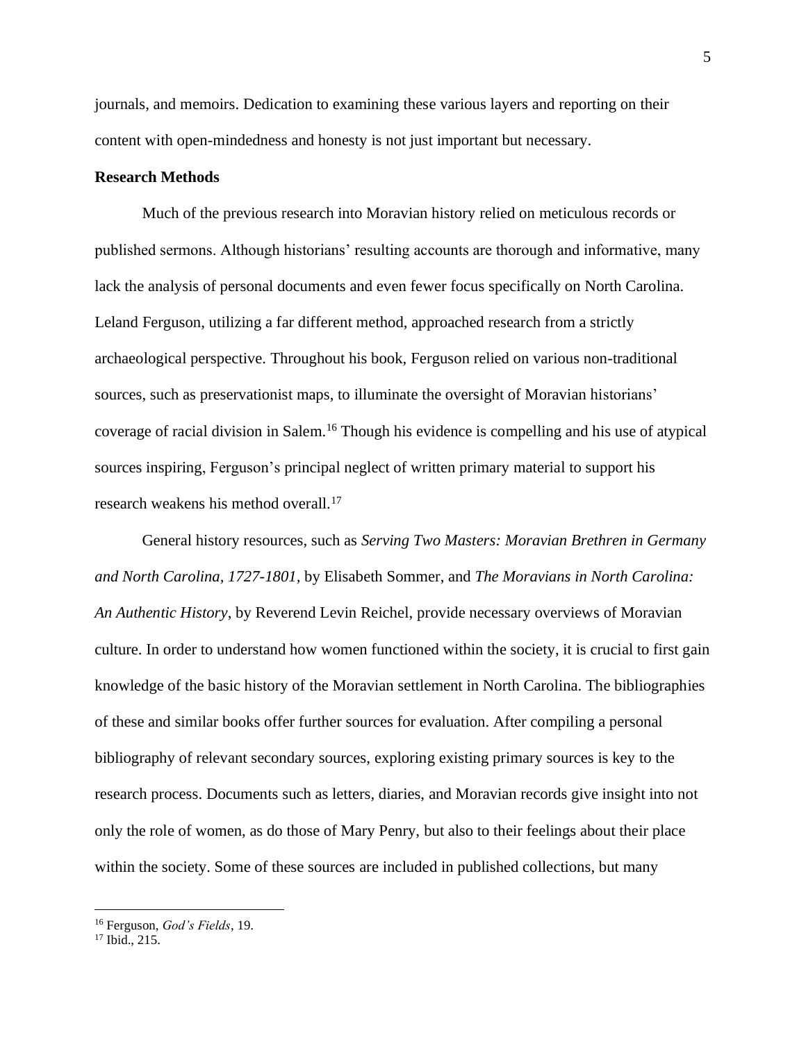journals, and memoirs. Dedication to examining these various layers and reporting on their content with open-mindedness and honesty is not just important but necessary.

**Research Methods**

Much of the previous research into Moravian history relied on meticulous records or published sermons. Although historians' resulting accounts are thorough and informative, many lack the analysis of personal documents and even fewer focus specifically on North Carolina. Leland Ferguson, utilizing a far different method, approached research from a strictly archaeological perspective. Throughout his book, Ferguson relied on various non-traditional sources, such as preservationist maps, to illuminate the oversight of Moravian historians' coverage of racial division in Salem.[16] Though his evidence is compelling and his use of atypical sources inspiring, Ferguson's principal neglect of written primary material to support his research weakens his method overall.[17]

General history resources, such as *Serving Two Masters: Moravian Brethren in Germany and North Carolina, 1727-1801,* by Elisabeth Sommer, and *The Moravians in North Carolina: An Authentic History*, by Reverend Levin Reichel, provide necessary overviews of Moravian culture. In order to understand how women functioned within the society, it is crucial to first gain knowledge of the basic history of the Moravian settlement in North Carolina. The bibliographies of these and similar books offer further sources for evaluation. After compiling a personal bibliography of relevant secondary sources, exploring existing primary sources is key to the research process. Documents such as letters, diaries, and Moravian records give insight into not only the role of women, as do those of Mary Penry, but also to their feelings about their place within the society. Some of these sources are included in published collections, but many

---

[16] Ferguson, *God's Fields*, 19.

[17] Ibid., 215.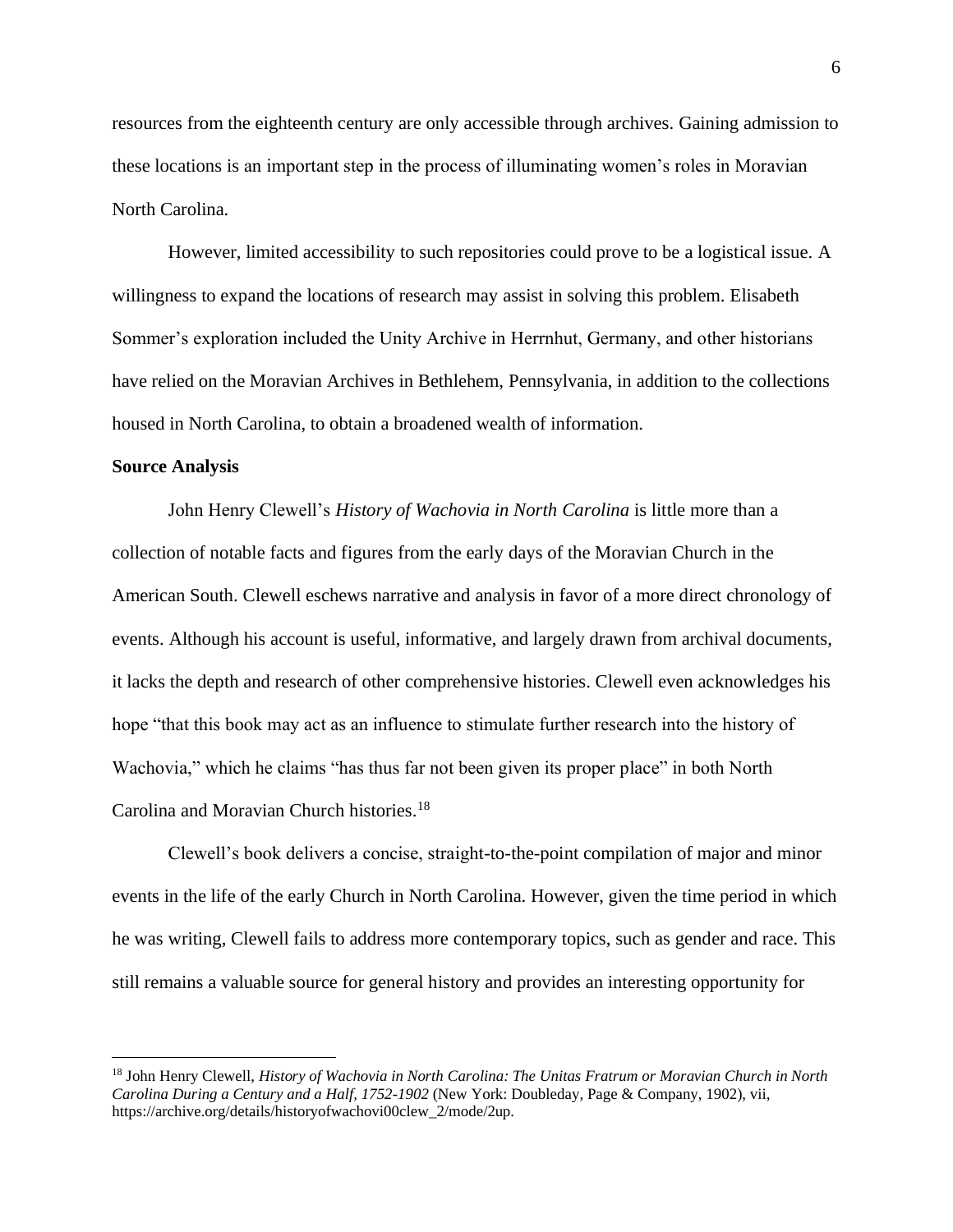resources from the eighteenth century are only accessible through archives. Gaining admission to these locations is an important step in the process of illuminating women's roles in Moravian North Carolina.

However, limited accessibility to such repositories could prove to be a logistical issue. A willingness to expand the locations of research may assist in solving this problem. Elisabeth Sommer's exploration included the Unity Archive in Herrnhut, Germany, and other historians have relied on the Moravian Archives in Bethlehem, Pennsylvania, in addition to the collections housed in North Carolina, to obtain a broadened wealth of information.

**Source Analysis**

John Henry Clewell's *History of Wachovia in North Carolina* is little more than a collection of notable facts and figures from the early days of the Moravian Church in the American South. Clewell eschews narrative and analysis in favor of a more direct chronology of events. Although his account is useful, informative, and largely drawn from archival documents, it lacks the depth and research of other comprehensive histories. Clewell even acknowledges his hope "that this book may act as an influence to stimulate further research into the history of Wachovia," which he claims "has thus far not been given its proper place" in both North Carolina and Moravian Church histories.[18]

Clewell's book delivers a concise, straight-to-the-point compilation of major and minor events in the life of the early Church in North Carolina. However, given the time period in which he was writing, Clewell fails to address more contemporary topics, such as gender and race. This still remains a valuable source for general history and provides an interesting opportunity for

---

[18] John Henry Clewell, *History of Wachovia in North Carolina: The Unitas Fratrum or Moravian Church in North Carolina During a Century and a Half, 1752-1902* (New York: Doubleday, Page & Company, 1902), vii, https://archive.org/details/historyofwachovi00clew_2/mode/2up.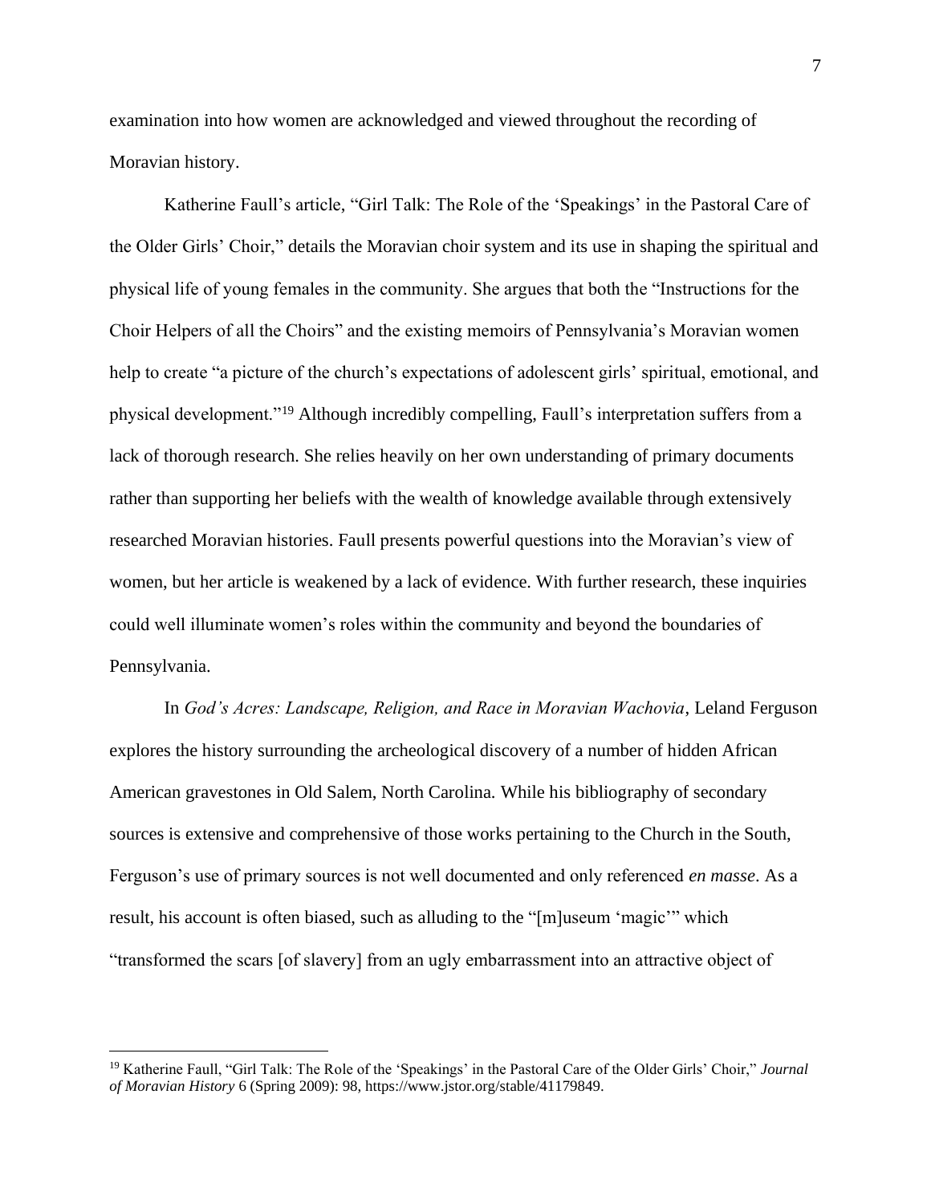examination into how women are acknowledged and viewed throughout the recording of Moravian history.

Katherine Faull's article, "Girl Talk: The Role of the 'Speakings' in the Pastoral Care of the Older Girls' Choir," details the Moravian choir system and its use in shaping the spiritual and physical life of young females in the community. She argues that both the "Instructions for the Choir Helpers of all the Choirs" and the existing memoirs of Pennsylvania's Moravian women help to create "a picture of the church's expectations of adolescent girls' spiritual, emotional, and physical development."[19] Although incredibly compelling, Faull's interpretation suffers from a lack of thorough research. She relies heavily on her own understanding of primary documents rather than supporting her beliefs with the wealth of knowledge available through extensively researched Moravian histories. Faull presents powerful questions into the Moravian's view of women, but her article is weakened by a lack of evidence. With further research, these inquiries could well illuminate women's roles within the community and beyond the boundaries of Pennsylvania.

In *God's Acres: Landscape, Religion, and Race in Moravian Wachovia*, Leland Ferguson explores the history surrounding the archeological discovery of a number of hidden African American gravestones in Old Salem, North Carolina. While his bibliography of secondary sources is extensive and comprehensive of those works pertaining to the Church in the South, Ferguson's use of primary sources is not well documented and only referenced *en masse*. As a result, his account is often biased, such as alluding to the "[m]useum 'magic'" which "transformed the scars [of slavery] from an ugly embarrassment into an attractive object of

---

[19] Katherine Faull, "Girl Talk: The Role of the 'Speakings' in the Pastoral Care of the Older Girls' Choir," *Journal of Moravian History* 6 (Spring 2009): 98, https://www.jstor.org/stable/41179849.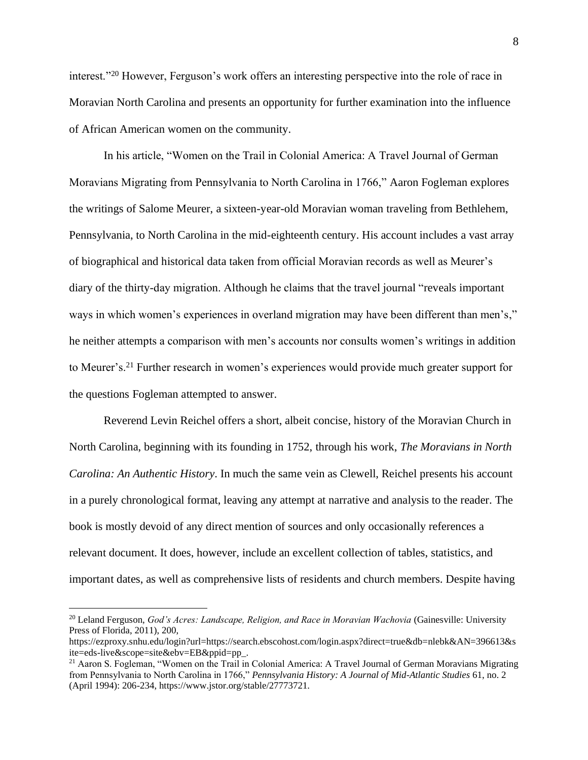interest."[20] However, Ferguson's work offers an interesting perspective into the role of race in Moravian North Carolina and presents an opportunity for further examination into the influence of African American women on the community.

In his article, "Women on the Trail in Colonial America: A Travel Journal of German Moravians Migrating from Pennsylvania to North Carolina in 1766," Aaron Fogleman explores the writings of Salome Meurer, a sixteen-year-old Moravian woman traveling from Bethlehem, Pennsylvania, to North Carolina in the mid-eighteenth century. His account includes a vast array of biographical and historical data taken from official Moravian records as well as Meurer's diary of the thirty-day migration. Although he claims that the travel journal "reveals important ways in which women's experiences in overland migration may have been different than men's," he neither attempts a comparison with men's accounts nor consults women's writings in addition to Meurer's.[21] Further research in women's experiences would provide much greater support for the questions Fogleman attempted to answer.

Reverend Levin Reichel offers a short, albeit concise, history of the Moravian Church in North Carolina, beginning with its founding in 1752, through his work, *The Moravians in North Carolina: An Authentic History*. In much the same vein as Clewell, Reichel presents his account in a purely chronological format, leaving any attempt at narrative and analysis to the reader. The book is mostly devoid of any direct mention of sources and only occasionally references a relevant document. It does, however, include an excellent collection of tables, statistics, and important dates, as well as comprehensive lists of residents and church members. Despite having

---

[20] Leland Ferguson, *God's Acres: Landscape, Religion, and Race in Moravian Wachovia* (Gainesville: University Press of Florida, 2011), 200, https://ezproxy.snhu.edu/login?url=https://search.ebscohost.com/login.aspx?direct=true&db=nlebk&AN=396613&site=eds-live&scope=site&ebv=EB&ppid=pp_.

[21] Aaron S. Fogleman, "Women on the Trail in Colonial America: A Travel Journal of German Moravians Migrating from Pennsylvania to North Carolina in 1766," *Pennsylvania History: A Journal of Mid-Atlantic Studies* 61, no. 2 (April 1994): 206-234, https://www.jstor.org/stable/27773721.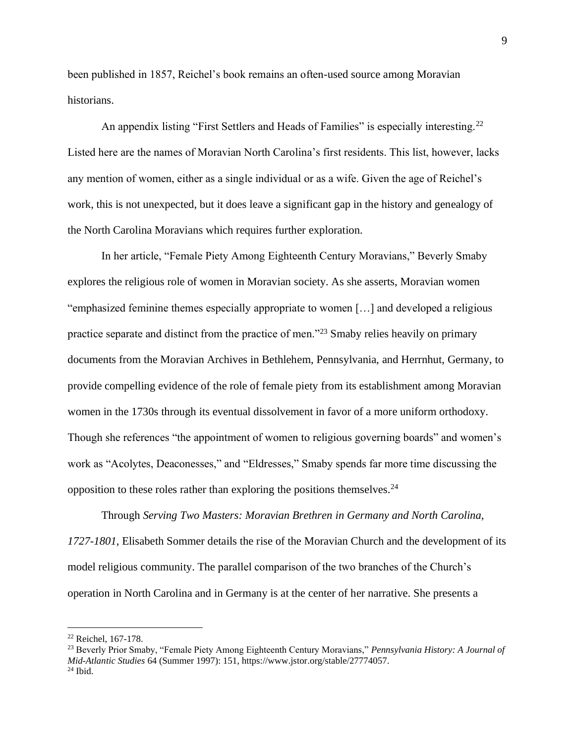been published in 1857, Reichel's book remains an often-used source among Moravian historians.

An appendix listing "First Settlers and Heads of Families" is especially interesting.[22] Listed here are the names of Moravian North Carolina's first residents. This list, however, lacks any mention of women, either as a single individual or as a wife. Given the age of Reichel's work, this is not unexpected, but it does leave a significant gap in the history and genealogy of the North Carolina Moravians which requires further exploration.

In her article, "Female Piety Among Eighteenth Century Moravians," Beverly Smaby explores the religious role of women in Moravian society. As she asserts, Moravian women "emphasized feminine themes especially appropriate to women […] and developed a religious practice separate and distinct from the practice of men."[23] Smaby relies heavily on primary documents from the Moravian Archives in Bethlehem, Pennsylvania, and Herrnhut, Germany, to provide compelling evidence of the role of female piety from its establishment among Moravian women in the 1730s through its eventual dissolvement in favor of a more uniform orthodoxy. Though she references "the appointment of women to religious governing boards" and women's work as "Acolytes, Deaconesses," and "Eldresses," Smaby spends far more time discussing the opposition to these roles rather than exploring the positions themselves.[24]

Through *Serving Two Masters: Moravian Brethren in Germany and North Carolina, 1727-1801*, Elisabeth Sommer details the rise of the Moravian Church and the development of its model religious community. The parallel comparison of the two branches of the Church's operation in North Carolina and in Germany is at the center of her narrative. She presents a

---

[22] Reichel, 167-178.

[23] Beverly Prior Smaby, "Female Piety Among Eighteenth Century Moravians," *Pennsylvania History: A Journal of Mid-Atlantic Studies* 64 (Summer 1997): 151, https://www.jstor.org/stable/27774057.

[24] Ibid.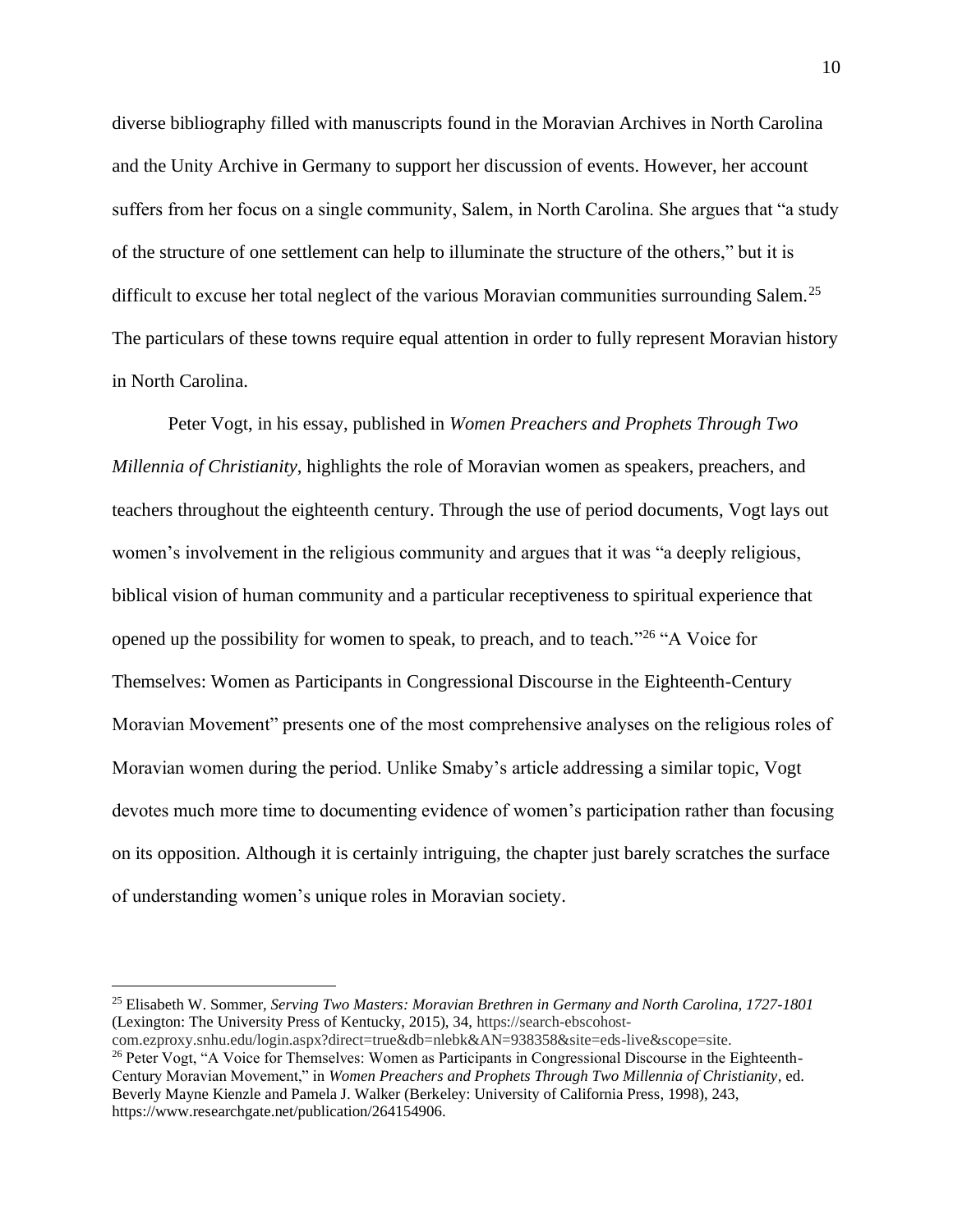diverse bibliography filled with manuscripts found in the Moravian Archives in North Carolina and the Unity Archive in Germany to support her discussion of events. However, her account suffers from her focus on a single community, Salem, in North Carolina. She argues that "a study of the structure of one settlement can help to illuminate the structure of the others," but it is difficult to excuse her total neglect of the various Moravian communities surrounding Salem.[25] The particulars of these towns require equal attention in order to fully represent Moravian history in North Carolina.

Peter Vogt, in his essay, published in *Women Preachers and Prophets Through Two Millennia of Christianity*, highlights the role of Moravian women as speakers, preachers, and teachers throughout the eighteenth century. Through the use of period documents, Vogt lays out women's involvement in the religious community and argues that it was "a deeply religious, biblical vision of human community and a particular receptiveness to spiritual experience that opened up the possibility for women to speak, to preach, and to teach."[26] "A Voice for Themselves: Women as Participants in Congressional Discourse in the Eighteenth-Century Moravian Movement" presents one of the most comprehensive analyses on the religious roles of Moravian women during the period. Unlike Smaby's article addressing a similar topic, Vogt devotes much more time to documenting evidence of women's participation rather than focusing on its opposition. Although it is certainly intriguing, the chapter just barely scratches the surface of understanding women's unique roles in Moravian society.

---

[25] Elisabeth W. Sommer, *Serving Two Masters: Moravian Brethren in Germany and North Carolina, 1727-1801* (Lexington: The University Press of Kentucky, 2015), 34, https://search-ebscohost-com.ezproxy.snhu.edu/login.aspx?direct=true&db=nlebk&AN=938358&site=eds-live&scope=site.

[26] Peter Vogt, "A Voice for Themselves: Women as Participants in Congressional Discourse in the Eighteenth-Century Moravian Movement," in *Women Preachers and Prophets Through Two Millennia of Christianity*, ed. Beverly Mayne Kienzle and Pamela J. Walker (Berkeley: University of California Press, 1998), 243, https://www.researchgate.net/publication/264154906.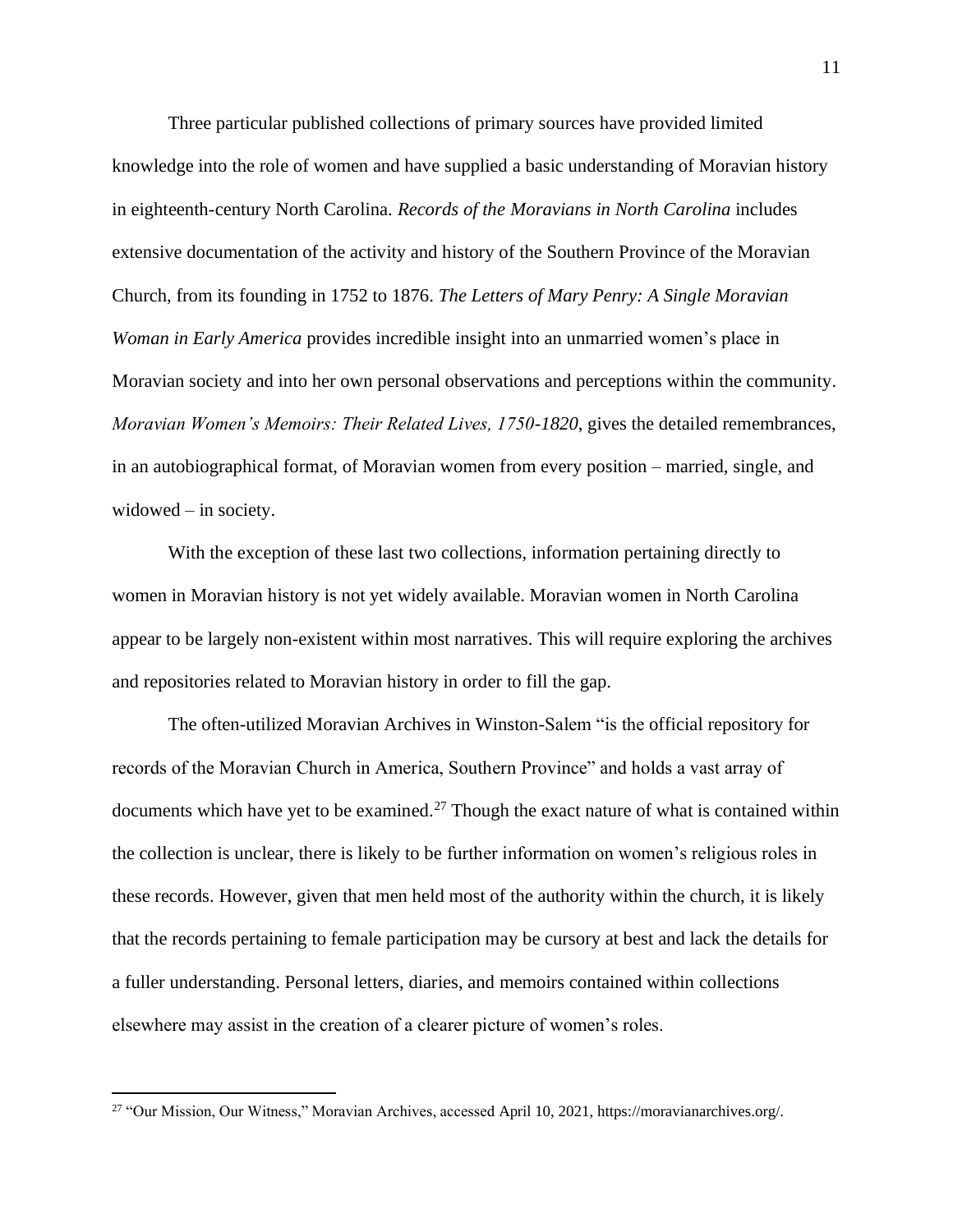Three particular published collections of primary sources have provided limited knowledge into the role of women and have supplied a basic understanding of Moravian history in eighteenth-century North Carolina. *Records of the Moravians in North Carolina* includes extensive documentation of the activity and history of the Southern Province of the Moravian Church, from its founding in 1752 to 1876. *The Letters of Mary Penry: A Single Moravian Woman in Early America* provides incredible insight into an unmarried women's place in Moravian society and into her own personal observations and perceptions within the community. *Moravian Women's Memoirs: Their Related Lives, 1750-1820*, gives the detailed remembrances, in an autobiographical format, of Moravian women from every position – married, single, and widowed – in society.

With the exception of these last two collections, information pertaining directly to women in Moravian history is not yet widely available. Moravian women in North Carolina appear to be largely non-existent within most narratives. This will require exploring the archives and repositories related to Moravian history in order to fill the gap.

The often-utilized Moravian Archives in Winston-Salem "is the official repository for records of the Moravian Church in America, Southern Province" and holds a vast array of documents which have yet to be examined.[27] Though the exact nature of what is contained within the collection is unclear, there is likely to be further information on women's religious roles in these records. However, given that men held most of the authority within the church, it is likely that the records pertaining to female participation may be cursory at best and lack the details for a fuller understanding. Personal letters, diaries, and memoirs contained within collections elsewhere may assist in the creation of a clearer picture of women's roles.

[27] "Our Mission, Our Witness," Moravian Archives, accessed April 10, 2021, https://moravianarchives.org/.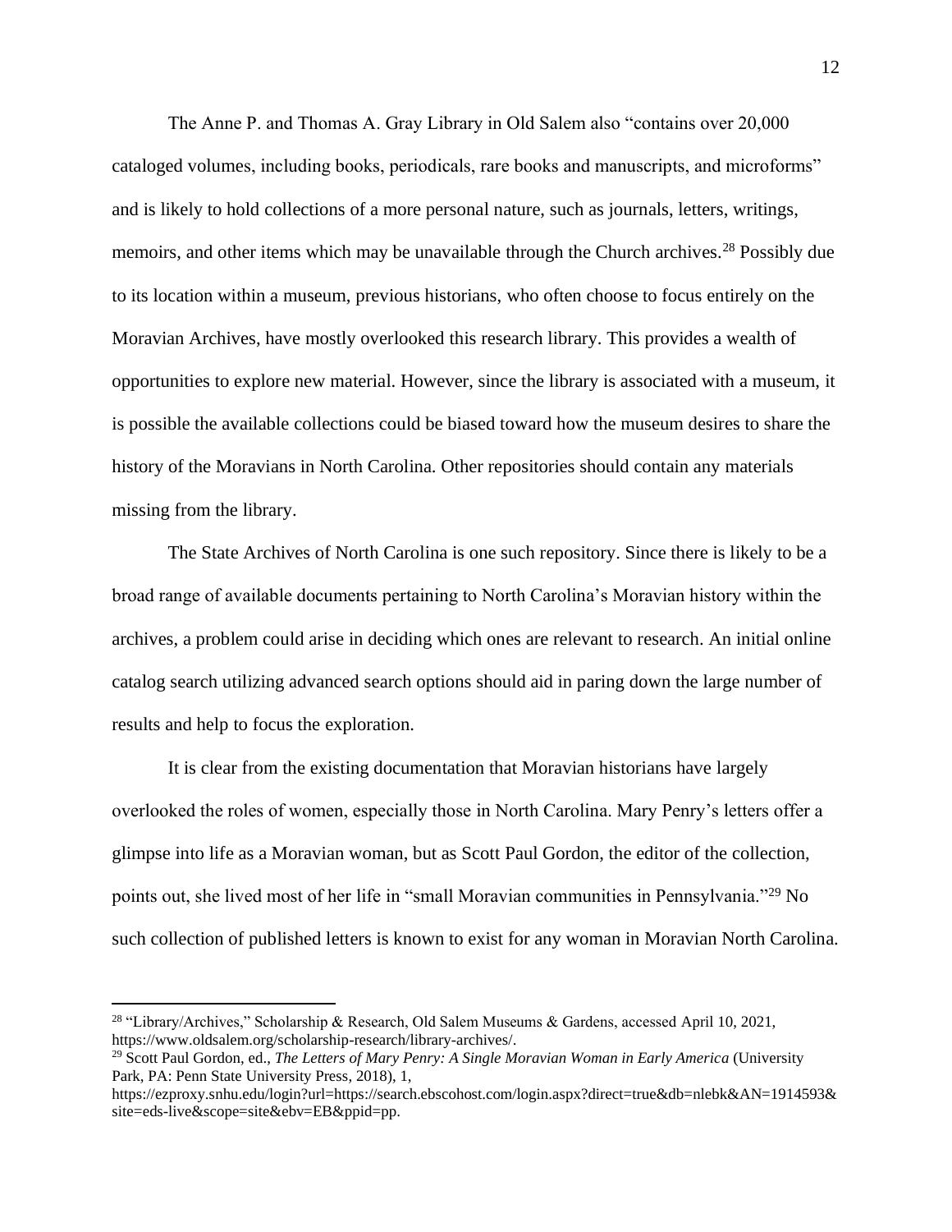The Anne P. and Thomas A. Gray Library in Old Salem also "contains over 20,000 cataloged volumes, including books, periodicals, rare books and manuscripts, and microforms" and is likely to hold collections of a more personal nature, such as journals, letters, writings, memoirs, and other items which may be unavailable through the Church archives.[28] Possibly due to its location within a museum, previous historians, who often choose to focus entirely on the Moravian Archives, have mostly overlooked this research library. This provides a wealth of opportunities to explore new material. However, since the library is associated with a museum, it is possible the available collections could be biased toward how the museum desires to share the history of the Moravians in North Carolina. Other repositories should contain any materials missing from the library.

The State Archives of North Carolina is one such repository. Since there is likely to be a broad range of available documents pertaining to North Carolina's Moravian history within the archives, a problem could arise in deciding which ones are relevant to research. An initial online catalog search utilizing advanced search options should aid in paring down the large number of results and help to focus the exploration.

It is clear from the existing documentation that Moravian historians have largely overlooked the roles of women, especially those in North Carolina. Mary Penry's letters offer a glimpse into life as a Moravian woman, but as Scott Paul Gordon, the editor of the collection, points out, she lived most of her life in "small Moravian communities in Pennsylvania."[29] No such collection of published letters is known to exist for any woman in Moravian North Carolina.

---

[28] "Library/Archives," Scholarship & Research, Old Salem Museums & Gardens, accessed April 10, 2021, https://www.oldsalem.org/scholarship-research/library-archives/.

[29] Scott Paul Gordon, ed., *The Letters of Mary Penry: A Single Moravian Woman in Early America* (University Park, PA: Penn State University Press, 2018), 1, https://ezproxy.snhu.edu/login?url=https://search.ebscohost.com/login.aspx?direct=true&db=nlebk&AN=1914593&site=eds-live&scope=site&ebv=EB&ppid=pp.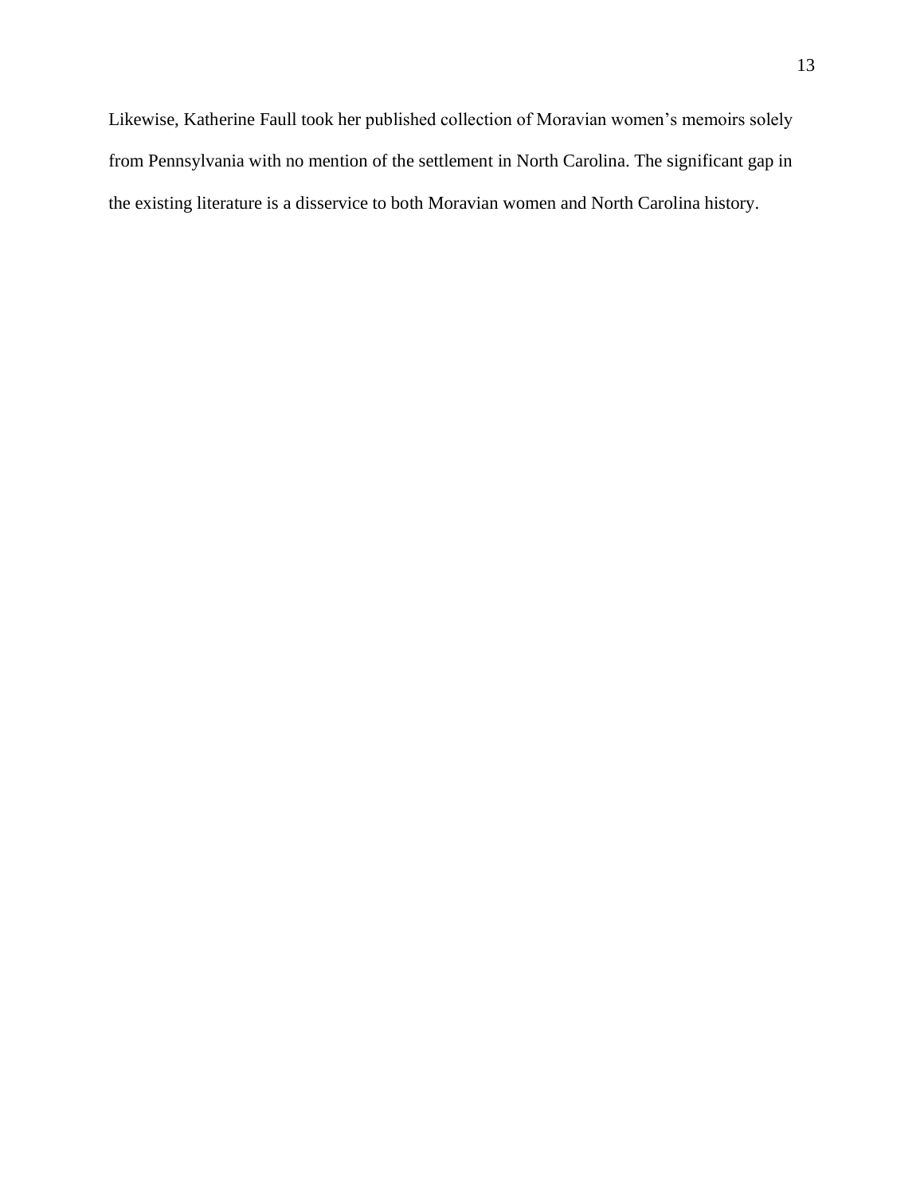Likewise, Katherine Faull took her published collection of Moravian women's memoirs solely from Pennsylvania with no mention of the settlement in North Carolina. The significant gap in the existing literature is a disservice to both Moravian women and North Carolina history.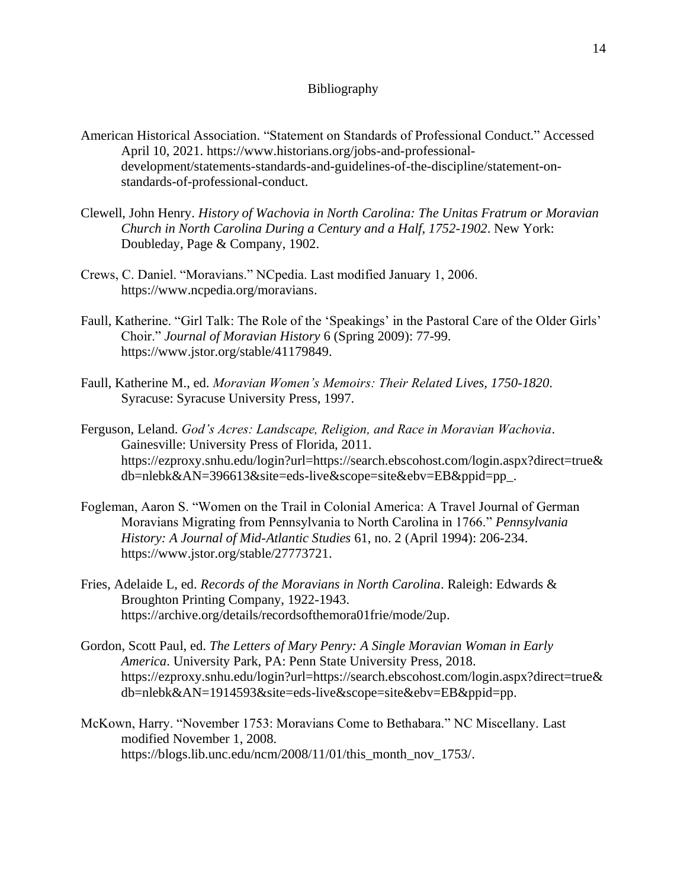# Bibliography

American Historical Association. "Statement on Standards of Professional Conduct." Accessed April 10, 2021. https://www.historians.org/jobs-and-professional-development/statements-standards-and-guidelines-of-the-discipline/statement-on-standards-of-professional-conduct.

Clewell, John Henry. *History of Wachovia in North Carolina: The Unitas Fratrum or Moravian Church in North Carolina During a Century and a Half, 1752-1902*. New York: Doubleday, Page & Company, 1902.

Crews, C. Daniel. "Moravians." NCpedia. Last modified January 1, 2006. https://www.ncpedia.org/moravians.

Faull, Katherine. "Girl Talk: The Role of the 'Speakings' in the Pastoral Care of the Older Girls' Choir." *Journal of Moravian History* 6 (Spring 2009): 77-99. https://www.jstor.org/stable/41179849.

Faull, Katherine M., ed. *Moravian Women's Memoirs: Their Related Lives, 1750-1820*. Syracuse: Syracuse University Press, 1997.

Ferguson, Leland. *God's Acres: Landscape, Religion, and Race in Moravian Wachovia*. Gainesville: University Press of Florida, 2011. https://ezproxy.snhu.edu/login?url=https://search.ebscohost.com/login.aspx?direct=true&db=nlebk&AN=396613&site=eds-live&scope=site&ebv=EB&ppid=pp_.

Fogleman, Aaron S. "Women on the Trail in Colonial America: A Travel Journal of German Moravians Migrating from Pennsylvania to North Carolina in 1766." *Pennsylvania History: A Journal of Mid-Atlantic Studies* 61, no. 2 (April 1994): 206-234. https://www.jstor.org/stable/27773721.

Fries, Adelaide L, ed. *Records of the Moravians in North Carolina*. Raleigh: Edwards & Broughton Printing Company, 1922-1943. https://archive.org/details/recordsofthemora01frie/mode/2up.

Gordon, Scott Paul, ed. *The Letters of Mary Penry: A Single Moravian Woman in Early America*. University Park, PA: Penn State University Press, 2018. https://ezproxy.snhu.edu/login?url=https://search.ebscohost.com/login.aspx?direct=true&db=nlebk&AN=1914593&site=eds-live&scope=site&ebv=EB&ppid=pp.

McKown, Harry. "November 1753: Moravians Come to Bethabara." NC Miscellany. Last modified November 1, 2008. https://blogs.lib.unc.edu/ncm/2008/11/01/this_month_nov_1753/.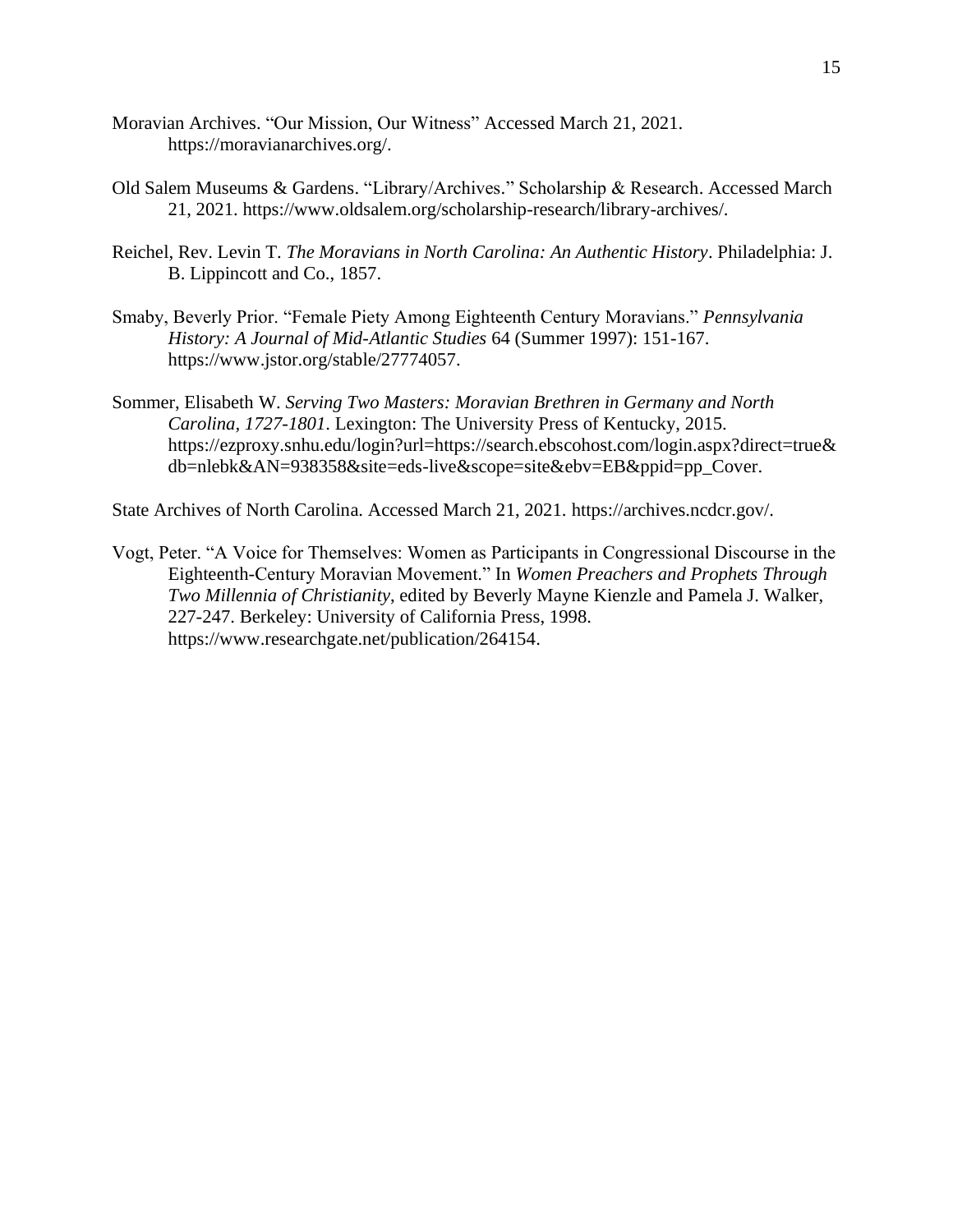Moravian Archives. "Our Mission, Our Witness" Accessed March 21, 2021. https://moravianarchives.org/.

Old Salem Museums & Gardens. "Library/Archives." Scholarship & Research. Accessed March 21, 2021. https://www.oldsalem.org/scholarship-research/library-archives/.

Reichel, Rev. Levin T. *The Moravians in North Carolina: An Authentic History*. Philadelphia: J. B. Lippincott and Co., 1857.

Smaby, Beverly Prior. "Female Piety Among Eighteenth Century Moravians." *Pennsylvania History: A Journal of Mid-Atlantic Studies* 64 (Summer 1997): 151-167. https://www.jstor.org/stable/27774057.

Sommer, Elisabeth W. *Serving Two Masters: Moravian Brethren in Germany and North Carolina, 1727-1801*. Lexington: The University Press of Kentucky, 2015. https://ezproxy.snhu.edu/login?url=https://search.ebscohost.com/login.aspx?direct=true&db=nlebk&AN=938358&site=eds-live&scope=site&ebv=EB&ppid=pp_Cover.

State Archives of North Carolina. Accessed March 21, 2021. https://archives.ncdcr.gov/.

Vogt, Peter. "A Voice for Themselves: Women as Participants in Congressional Discourse in the Eighteenth-Century Moravian Movement." In *Women Preachers and Prophets Through Two Millennia of Christianity*, edited by Beverly Mayne Kienzle and Pamela J. Walker, 227-247. Berkeley: University of California Press, 1998. https://www.researchgate.net/publication/264154.